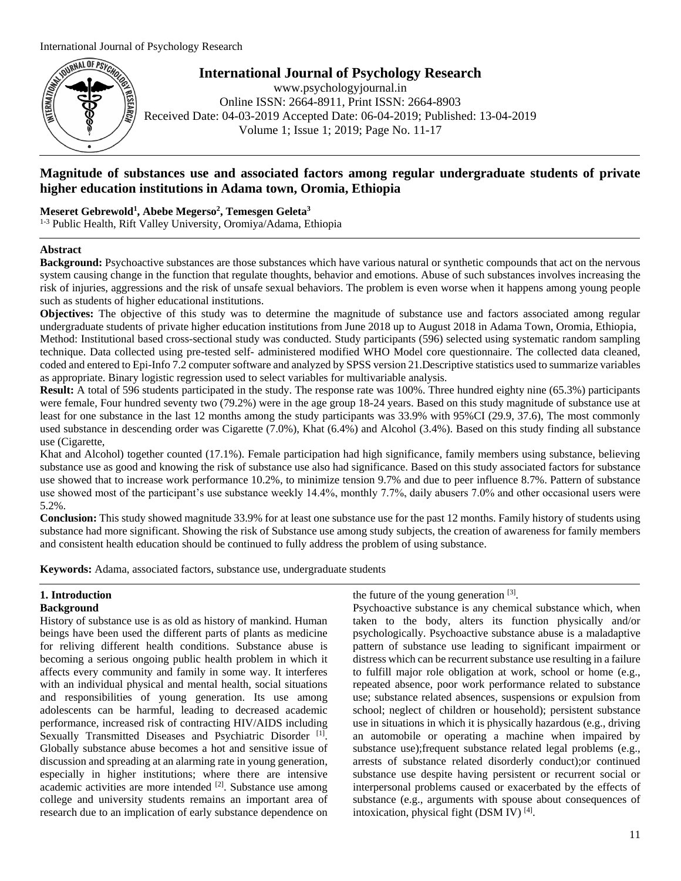# Magnitude of substances use and associated factors among regular undergraduate students of private higher education institutions in Adama town, Oromia, Ethiopia

**Meseret Gebrewold[1], Abebe Megerso[2], Temesgen Geleta[3]**

[1-3] Public Health, Rift Valley University, Oromiya/Adama, Ethiopia

## Abstract

**Background:** Psychoactive substances are those substances which have various natural or synthetic compounds that act on the nervous system causing change in the function that regulate thoughts, behavior and emotions. Abuse of such substances involves increasing the risk of injuries, aggressions and the risk of unsafe sexual behaviors. The problem is even worse when it happens among young people such as students of higher educational institutions.

**Objectives:** The objective of this study was to determine the magnitude of substance use and factors associated among regular undergraduate students of private higher education institutions from June 2018 up to August 2018 in Adama Town, Oromia, Ethiopia,

Method: Institutional based cross-sectional study was conducted. Study participants (596) selected using systematic random sampling technique. Data collected using pre-tested self- administered modified WHO Model core questionnaire. The collected data cleaned, coded and entered to Epi-Info 7.2 computer software and analyzed by SPSS version 21.Descriptive statistics used to summarize variables as appropriate. Binary logistic regression used to select variables for multivariable analysis.

**Result:** A total of 596 students participated in the study. The response rate was 100%. Three hundred eighty nine (65.3%) participants were female, Four hundred seventy two (79.2%) were in the age group 18-24 years. Based on this study magnitude of substance use at least for one substance in the last 12 months among the study participants was 33.9% with 95%CI (29.9, 37.6), The most commonly used substance in descending order was Cigarette (7.0%), Khat (6.4%) and Alcohol (3.4%). Based on this study finding all substance use (Cigarette,

Khat and Alcohol) together counted (17.1%). Female participation had high significance, family members using substance, believing substance use as good and knowing the risk of substance use also had significance. Based on this study associated factors for substance use showed that to increase work performance 10.2%, to minimize tension 9.7% and due to peer influence 8.7%. Pattern of substance use showed most of the participant's use substance weekly 14.4%, monthly 7.7%, daily abusers 7.0% and other occasional users were 5.2%.

**Conclusion:** This study showed magnitude 33.9% for at least one substance use for the past 12 months. Family history of students using substance had more significant. Showing the risk of Substance use among study subjects, the creation of awareness for family members and consistent health education should be continued to fully address the problem of using substance.

**Keywords:** Adama, associated factors, substance use, undergraduate students

## 1. Introduction

### Background

History of substance use is as old as history of mankind. Human beings have been used the different parts of plants as medicine for reliving different health conditions. Substance abuse is becoming a serious ongoing public health problem in which it affects every community and family in some way. It interferes with an individual physical and mental health, social situations and responsibilities of young generation. Its use among adolescents can be harmful, leading to decreased academic performance, increased risk of contracting HIV/AIDS including Sexually Transmitted Diseases and Psychiatric Disorder [1]. Globally substance abuse becomes a hot and sensitive issue of discussion and spreading at an alarming rate in young generation, especially in higher institutions; where there are intensive academic activities are more intended [2]. Substance use among college and university students remains an important area of research due to an implication of early substance dependence on the future of the young generation [3].

Psychoactive substance is any chemical substance which, when taken to the body, alters its function physically and/or psychologically. Psychoactive substance abuse is a maladaptive pattern of substance use leading to significant impairment or distress which can be recurrent substance use resulting in a failure to fulfill major role obligation at work, school or home (e.g., repeated absence, poor work performance related to substance use; substance related absences, suspensions or expulsion from school; neglect of children or household); persistent substance use in situations in which it is physically hazardous (e.g., driving an automobile or operating a machine when impaired by substance use);frequent substance related legal problems (e.g., arrests of substance related disorderly conduct);or continued substance use despite having persistent or recurrent social or interpersonal problems caused or exacerbated by the effects of substance (e.g., arguments with spouse about consequences of intoxication, physical fight (DSM IV) [4].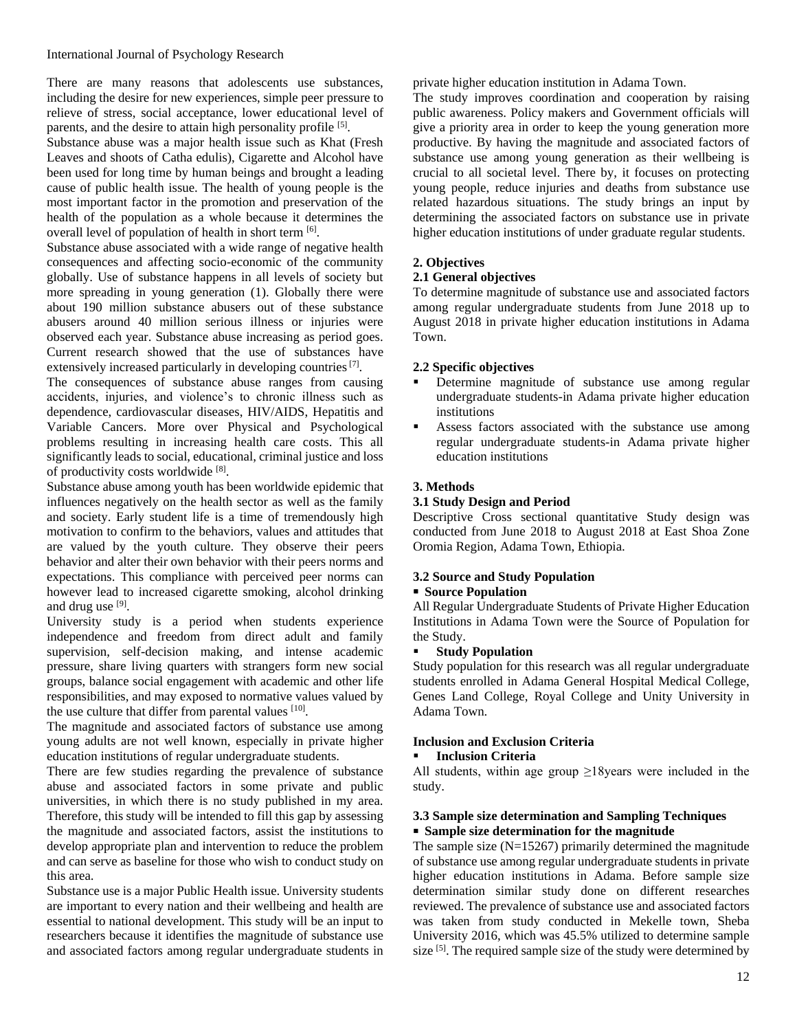There are many reasons that adolescents use substances, including the desire for new experiences, simple peer pressure to relieve of stress, social acceptance, lower educational level of parents, and the desire to attain high personality profile [5].

Substance abuse was a major health issue such as Khat (Fresh Leaves and shoots of Catha edulis), Cigarette and Alcohol have been used for long time by human beings and brought a leading cause of public health issue. The health of young people is the most important factor in the promotion and preservation of the health of the population as a whole because it determines the overall level of population of health in short term [6].

Substance abuse associated with a wide range of negative health consequences and affecting socio-economic of the community globally. Use of substance happens in all levels of society but more spreading in young generation (1). Globally there were about 190 million substance abusers out of these substance abusers around 40 million serious illness or injuries were observed each year. Substance abuse increasing as period goes. Current research showed that the use of substances have extensively increased particularly in developing countries [7].

The consequences of substance abuse ranges from causing accidents, injuries, and violence's to chronic illness such as dependence, cardiovascular diseases, HIV/AIDS, Hepatitis and Variable Cancers. More over Physical and Psychological problems resulting in increasing health care costs. This all significantly leads to social, educational, criminal justice and loss of productivity costs worldwide [8].

Substance abuse among youth has been worldwide epidemic that influences negatively on the health sector as well as the family and society. Early student life is a time of tremendously high motivation to confirm to the behaviors, values and attitudes that are valued by the youth culture. They observe their peers behavior and alter their own behavior with their peers norms and expectations. This compliance with perceived peer norms can however lead to increased cigarette smoking, alcohol drinking and drug use [9].

University study is a period when students experience independence and freedom from direct adult and family supervision, self-decision making, and intense academic pressure, share living quarters with strangers form new social groups, balance social engagement with academic and other life responsibilities, and may exposed to normative values valued by the use culture that differ from parental values [10].

The magnitude and associated factors of substance use among young adults are not well known, especially in private higher education institutions of regular undergraduate students.

There are few studies regarding the prevalence of substance abuse and associated factors in some private and public universities, in which there is no study published in my area. Therefore, this study will be intended to fill this gap by assessing the magnitude and associated factors, assist the institutions to develop appropriate plan and intervention to reduce the problem and can serve as baseline for those who wish to conduct study on this area.

Substance use is a major Public Health issue. University students are important to every nation and their wellbeing and health are essential to national development. This study will be an input to researchers because it identifies the magnitude of substance use and associated factors among regular undergraduate students in private higher education institution in Adama Town.

The study improves coordination and cooperation by raising public awareness. Policy makers and Government officials will give a priority area in order to keep the young generation more productive. By having the magnitude and associated factors of substance use among young generation as their wellbeing is crucial to all societal level. There by, it focuses on protecting young people, reduce injuries and deaths from substance use related hazardous situations. The study brings an input by determining the associated factors on substance use in private higher education institutions of under graduate regular students.

## 2. Objectives

### 2.1 General objectives

To determine magnitude of substance use and associated factors among regular undergraduate students from June 2018 up to August 2018 in private higher education institutions in Adama Town.

### 2.2 Specific objectives

- Determine magnitude of substance use among regular undergraduate students-in Adama private higher education institutions
- Assess factors associated with the substance use among regular undergraduate students-in Adama private higher education institutions

## 3. Methods

### 3.1 Study Design and Period

Descriptive Cross sectional quantitative Study design was conducted from June 2018 to August 2018 at East Shoa Zone Oromia Region, Adama Town, Ethiopia.

### 3.2 Source and Study Population

- **Source Population**

All Regular Undergraduate Students of Private Higher Education Institutions in Adama Town were the Source of Population for the Study.

- **Study Population**

Study population for this research was all regular undergraduate students enrolled in Adama General Hospital Medical College, Genes Land College, Royal College and Unity University in Adama Town.

**Inclusion and Exclusion Criteria**

- **Inclusion Criteria**

All students, within age group ≥18years were included in the study.

### 3.3 Sample size determination and Sampling Techniques

- **Sample size determination for the magnitude**

The sample size (N=15267) primarily determined the magnitude of substance use among regular undergraduate students in private higher education institutions in Adama. Before sample size determination similar study done on different researches reviewed. The prevalence of substance use and associated factors was taken from study conducted in Mekelle town, Sheba University 2016, which was 45.5% utilized to determine sample size [5]. The required sample size of the study were determined by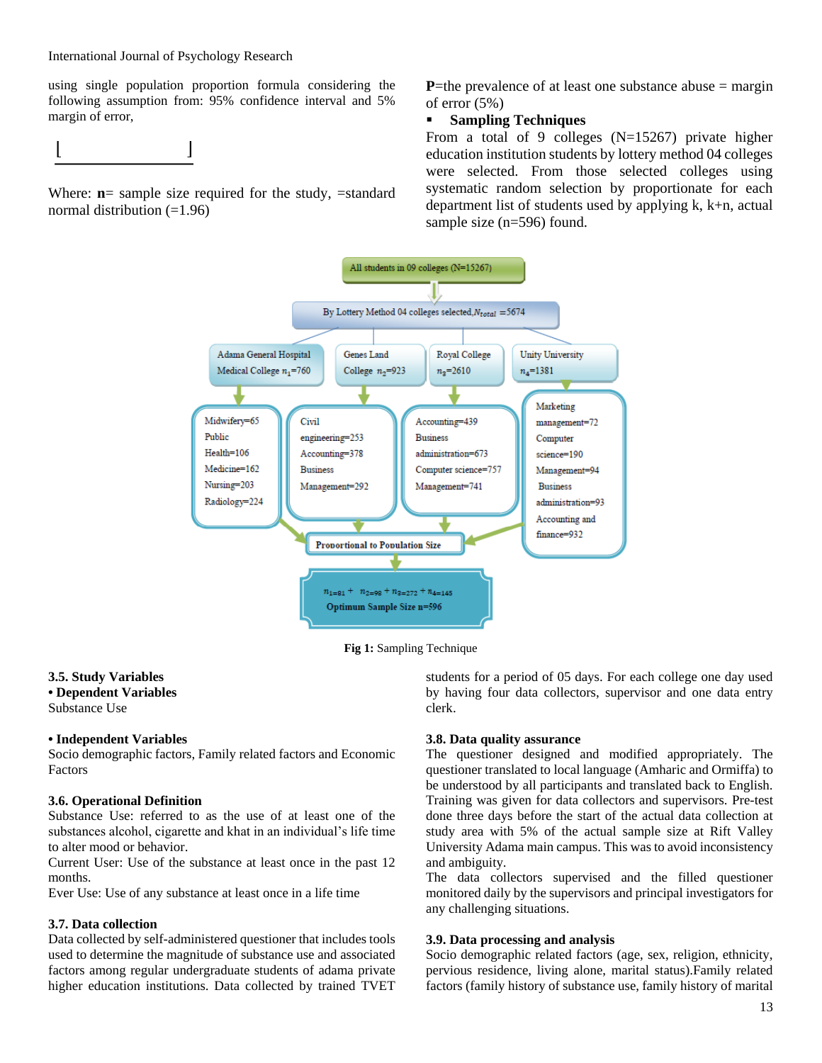using single population proportion formula considering the following assumption from: 95% confidence interval and 5% margin of error,

Where: **n**= sample size required for the study, =standard normal distribution (=1.96)

**P**=the prevalence of at least one substance abuse = margin of error (5%)

- **Sampling Techniques**

From a total of 9 colleges (N=15267) private higher education institution students by lottery method 04 colleges were selected. From those selected colleges using systematic random selection by proportionate for each department list of students used by applying k, k+n, actual sample size (n=596) found.

All students in 09 colleges (N=15267)

By Lottery Method 04 colleges selected, $N_{total}$ =5674

Adama General Hospital Medical College $n_1$=760 | Genes Land College $n_2$=923 | Royal College $n_3$=2610 | Unity University $n_4$=1381

Midwifery=65, Public Health=106, Medicine=162, Nursing=203, Radiology=224

Civil engineering=253, Accounting=378, Business Management=292

Accounting=439, Business administration=673, Computer science=757, Management=741

Marketing management=72, Computer science=190, Management=94, Business administration=93, Accounting and finance=932

Proportional to Population Size

$n_{1=81}$ + $n_{2=98}$ + $n_{3=272}$ + $n_{4=145}$

Optimum Sample Size n=596

**Fig 1:** Sampling Technique

### 3.5. Study Variables

**• Dependent Variables**

Substance Use

**• Independent Variables**

Socio demographic factors, Family related factors and Economic Factors

### 3.6. Operational Definition

Substance Use: referred to as the use of at least one of the substances alcohol, cigarette and khat in an individual's life time to alter mood or behavior.

Current User: Use of the substance at least once in the past 12 months.

Ever Use: Use of any substance at least once in a life time

### 3.7. Data collection

Data collected by self-administered questioner that includes tools used to determine the magnitude of substance use and associated factors among regular undergraduate students of adama private higher education institutions. Data collected by trained TVET students for a period of 05 days. For each college one day used by having four data collectors, supervisor and one data entry clerk.

### 3.8. Data quality assurance

The questioner designed and modified appropriately. The questioner translated to local language (Amharic and Ormiffa) to be understood by all participants and translated back to English. Training was given for data collectors and supervisors. Pre-test done three days before the start of the actual data collection at study area with 5% of the actual sample size at Rift Valley University Adama main campus. This was to avoid inconsistency and ambiguity.

The data collectors supervised and the filled questioner monitored daily by the supervisors and principal investigators for any challenging situations.

### 3.9. Data processing and analysis

Socio demographic related factors (age, sex, religion, ethnicity, pervious residence, living alone, marital status).Family related factors (family history of substance use, family history of marital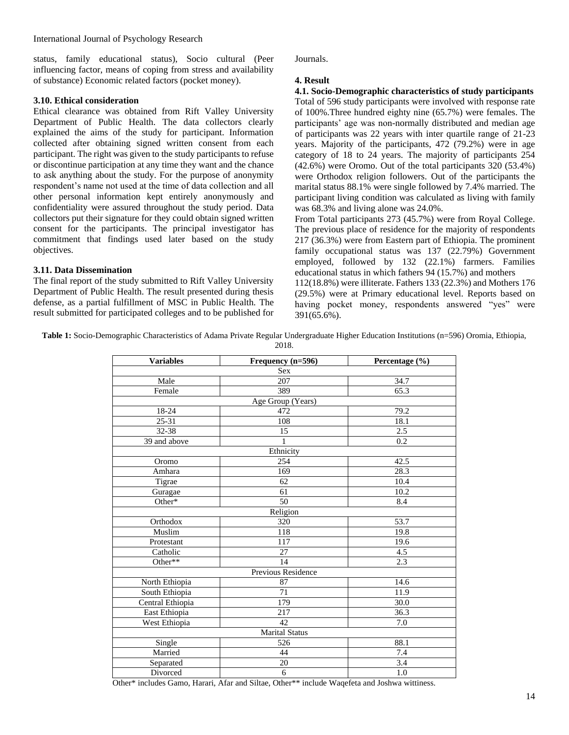status, family educational status), Socio cultural (Peer influencing factor, means of coping from stress and availability of substance) Economic related factors (pocket money).

### 3.10. Ethical consideration

Ethical clearance was obtained from Rift Valley University Department of Public Health. The data collectors clearly explained the aims of the study for participant. Information collected after obtaining signed written consent from each participant. The right was given to the study participants to refuse or discontinue participation at any time they want and the chance to ask anything about the study. For the purpose of anonymity respondent's name not used at the time of data collection and all other personal information kept entirely anonymously and confidentiality were assured throughout the study period. Data collectors put their signature for they could obtain signed written consent for the participants. The principal investigator has commitment that findings used later based on the study objectives.

### 3.11. Data Dissemination

The final report of the study submitted to Rift Valley University Department of Public Health. The result presented during thesis defense, as a partial fulfillment of MSC in Public Health. The result submitted for participated colleges and to be published for Journals.

## 4. Result

### 4.1. Socio-Demographic characteristics of study participants

Total of 596 study participants were involved with response rate of 100%.Three hundred eighty nine (65.7%) were females. The participants' age was non-normally distributed and median age of participants was 22 years with inter quartile range of 21-23 years. Majority of the participants, 472 (79.2%) were in age category of 18 to 24 years. The majority of participants 254 (42.6%) were Oromo. Out of the total participants 320 (53.4%) were Orthodox religion followers. Out of the participants the marital status 88.1% were single followed by 7.4% married. The participant living condition was calculated as living with family was 68.3% and living alone was 24.0%.

From Total participants 273 (45.7%) were from Royal College. The previous place of residence for the majority of respondents 217 (36.3%) were from Eastern part of Ethiopia. The prominent family occupational status was 137 (22.79%) Government employed, followed by 132 (22.1%) farmers. Families educational status in which fathers 94 (15.7%) and mothers 112(18.8%) were illiterate. Fathers 133 (22.3%) and Mothers 176 (29.5%) were at Primary educational level. Reports based on having pocket money, respondents answered "yes" were 391(65.6%).

**Table 1:** Socio-Demographic Characteristics of Adama Private Regular Undergraduate Higher Education Institutions (n=596) Oromia, Ethiopia, 2018.

| Variables | Frequency (n=596) | Percentage (%) |
|---|---|---|
| Sex | | |
| Male | 207 | 34.7 |
| Female | 389 | 65.3 |
| Age Group (Years) | | |
| 18-24 | 472 | 79.2 |
| 25-31 | 108 | 18.1 |
| 32-38 | 15 | 2.5 |
| 39 and above | 1 | 0.2 |
| Ethnicity | | |
| Oromo | 254 | 42.5 |
| Amhara | 169 | 28.3 |
| Tigrae | 62 | 10.4 |
| Guragae | 61 | 10.2 |
| Other* | 50 | 8.4 |
| Religion | | |
| Orthodox | 320 | 53.7 |
| Muslim | 118 | 19.8 |
| Protestant | 117 | 19.6 |
| Catholic | 27 | 4.5 |
| Other** | 14 | 2.3 |
| Previous Residence | | |
| North Ethiopia | 87 | 14.6 |
| South Ethiopia | 71 | 11.9 |
| Central Ethiopia | 179 | 30.0 |
| East Ethiopia | 217 | 36.3 |
| West Ethiopia | 42 | 7.0 |
| Marital Status | | |
| Single | 526 | 88.1 |
| Married | 44 | 7.4 |
| Separated | 20 | 3.4 |
| Divorced | 6 | 1.0 |

Other* includes Gamo, Harari, Afar and Siltae, Other** include Waqefeta and Joshwa wittiness.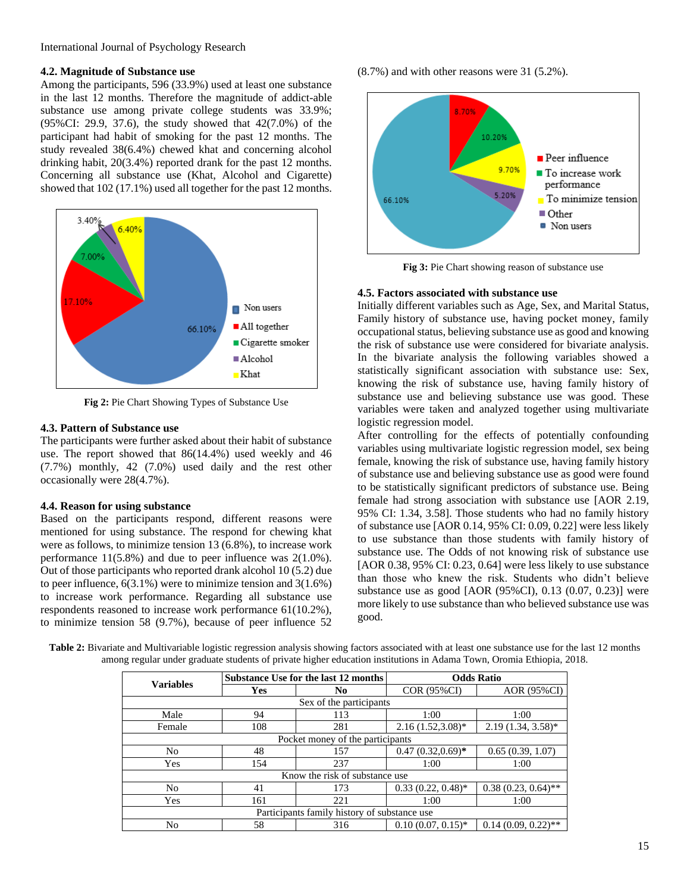### 4.2. Magnitude of Substance use

Among the participants, 596 (33.9%) used at least one substance in the last 12 months. Therefore the magnitude of addict-able substance use among private college students was 33.9%; (95%CI: 29.9, 37.6), the study showed that 42(7.0%) of the participant had habit of smoking for the past 12 months. The study revealed 38(6.4%) chewed khat and concerning alcohol drinking habit, 20(3.4%) reported drank for the past 12 months. Concerning all substance use (Khat, Alcohol and Cigarette) showed that 102 (17.1%) used all together for the past 12 months.

**Fig 2:** Pie Chart Showing Types of Substance Use

### 4.3. Pattern of Substance use

The participants were further asked about their habit of substance use. The report showed that 86(14.4%) used weekly and 46 (7.7%) monthly, 42 (7.0%) used daily and the rest other occasionally were 28(4.7%).

### 4.4. Reason for using substance

Based on the participants respond, different reasons were mentioned for using substance. The respond for chewing khat were as follows, to minimize tension 13 (6.8%), to increase work performance 11(5.8%) and due to peer influence was 2(1.0%). Out of those participants who reported drank alcohol 10 (5.2) due to peer influence, 6(3.1%) were to minimize tension and 3(1.6%) to increase work performance. Regarding all substance use respondents reasoned to increase work performance 61(10.2%), to minimize tension 58 (9.7%), because of peer influence 52 (8.7%) and with other reasons were 31 (5.2%).

**Fig 3:** Pie Chart showing reason of substance use

### 4.5. Factors associated with substance use

Initially different variables such as Age, Sex, and Marital Status, Family history of substance use, having pocket money, family occupational status, believing substance use as good and knowing the risk of substance use were considered for bivariate analysis. In the bivariate analysis the following variables showed a statistically significant association with substance use: Sex, knowing the risk of substance use, having family history of substance use and believing substance use was good. These variables were taken and analyzed together using multivariate logistic regression model.

After controlling for the effects of potentially confounding variables using multivariate logistic regression model, sex being female, knowing the risk of substance use, having family history of substance use and believing substance use as good were found to be statistically significant predictors of substance use. Being female had strong association with substance use [AOR 2.19, 95% CI: 1.34, 3.58]. Those students who had no family history of substance use [AOR 0.14, 95% CI: 0.09, 0.22] were less likely to use substance than those students with family history of substance use. The Odds of not knowing risk of substance use [AOR 0.38, 95% CI: 0.23, 0.64] were less likely to use substance than those who knew the risk. Students who didn't believe substance use as good [AOR (95%CI), 0.13 (0.07, 0.23)] were more likely to use substance than who believed substance use was good.

**Table 2:** Bivariate and Multivariable logistic regression analysis showing factors associated with at least one substance use for the last 12 months among regular under graduate students of private higher education institutions in Adama Town, Oromia Ethiopia, 2018.

| Variables | Substance Use for the last 12 months | | Odds Ratio | |
|---|---|---|---|---|
| | Yes | No | COR (95%CI) | AOR (95%CI) |
| Sex of the participants | | | | |
| Male | 94 | 113 | 1:00 | 1:00 |
| Female | 108 | 281 | 2.16 (1.52,3.08)* | 2.19 (1.34, 3.58)* |
| Pocket money of the participants | | | | |
| No | 48 | 157 | 0.47 (0.32,0.69)* | 0.65 (0.39, 1.07) |
| Yes | 154 | 237 | 1:00 | 1:00 |
| Know the risk of substance use | | | | |
| No | 41 | 173 | 0.33 (0.22, 0.48)* | 0.38 (0.23, 0.64)** |
| Yes | 161 | 221 | 1:00 | 1:00 |
| Participants family history of substance use | | | | |
| No | 58 | 316 | 0.10 (0.07, 0.15)* | 0.14 (0.09, 0.22)** |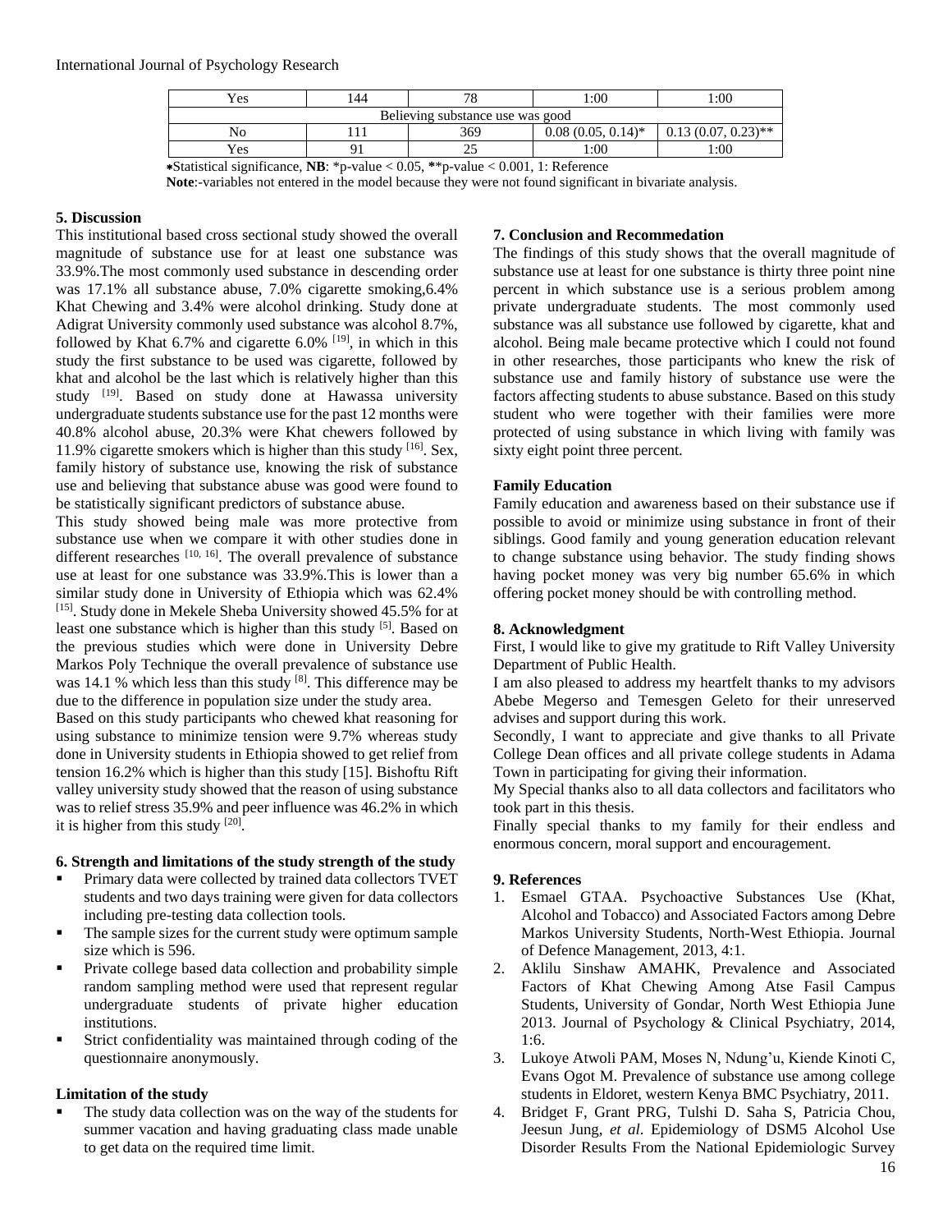| Yes | 144 | 78 | 1:00 | 1:00 |
|---|---|---|---|---|
| Believing substance use was good | | | | |
| No | 111 | 369 | 0.08 (0.05, 0.14)* | 0.13 (0.07, 0.23)** |
| Yes | 91 | 25 | 1:00 | 1:00 |

*Statistical significance, **NB**: *p-value < 0.05, **p-value < 0.001, 1: Reference

**Note**:-variables not entered in the model because they were not found significant in bivariate analysis.

## 5. Discussion

This institutional based cross sectional study showed the overall magnitude of substance use for at least one substance was 33.9%.The most commonly used substance in descending order was 17.1% all substance abuse, 7.0% cigarette smoking,6.4% Khat Chewing and 3.4% were alcohol drinking. Study done at Adigrat University commonly used substance was alcohol 8.7%, followed by Khat 6.7% and cigarette 6.0% [19], in which in this study the first substance to be used was cigarette, followed by khat and alcohol be the last which is relatively higher than this study [19]. Based on study done at Hawassa university undergraduate students substance use for the past 12 months were 40.8% alcohol abuse, 20.3% were Khat chewers followed by 11.9% cigarette smokers which is higher than this study [16]. Sex, family history of substance use, knowing the risk of substance use and believing that substance abuse was good were found to be statistically significant predictors of substance abuse.

This study showed being male was more protective from substance use when we compare it with other studies done in different researches [10, 16]. The overall prevalence of substance use at least for one substance was 33.9%.This is lower than a similar study done in University of Ethiopia which was 62.4% [15]. Study done in Mekele Sheba University showed 45.5% for at least one substance which is higher than this study [5]. Based on the previous studies which were done in University Debre Markos Poly Technique the overall prevalence of substance use was 14.1 % which less than this study [8]. This difference may be due to the difference in population size under the study area.

Based on this study participants who chewed khat reasoning for using substance to minimize tension were 9.7% whereas study done in University students in Ethiopia showed to get relief from tension 16.2% which is higher than this study [15]. Bishoftu Rift valley university study showed that the reason of using substance was to relief stress 35.9% and peer influence was 46.2% in which it is higher from this study [20].

## 6. Strength and limitations of the study strength of the study

- Primary data were collected by trained data collectors TVET students and two days training were given for data collectors including pre-testing data collection tools.
- The sample sizes for the current study were optimum sample size which is 596.
- Private college based data collection and probability simple random sampling method were used that represent regular undergraduate students of private higher education institutions.
- Strict confidentiality was maintained through coding of the questionnaire anonymously.

### Limitation of the study

- The study data collection was on the way of the students for summer vacation and having graduating class made unable to get data on the required time limit.

## 7. Conclusion and Recommedation

The findings of this study shows that the overall magnitude of substance use at least for one substance is thirty three point nine percent in which substance use is a serious problem among private undergraduate students. The most commonly used substance was all substance use followed by cigarette, khat and alcohol. Being male became protective which I could not found in other researches, those participants who knew the risk of substance use and family history of substance use were the factors affecting students to abuse substance. Based on this study student who were together with their families were more protected of using substance in which living with family was sixty eight point three percent.

### Family Education

Family education and awareness based on their substance use if possible to avoid or minimize using substance in front of their siblings. Good family and young generation education relevant to change substance using behavior. The study finding shows having pocket money was very big number 65.6% in which offering pocket money should be with controlling method.

## 8. Acknowledgment

First, I would like to give my gratitude to Rift Valley University Department of Public Health.

I am also pleased to address my heartfelt thanks to my advisors Abebe Megerso and Temesgen Geleto for their unreserved advises and support during this work.

Secondly, I want to appreciate and give thanks to all Private College Dean offices and all private college students in Adama Town in participating for giving their information.

My Special thanks also to all data collectors and facilitators who took part in this thesis.

Finally special thanks to my family for their endless and enormous concern, moral support and encouragement.

## 9. References

1. Esmael GTAA. Psychoactive Substances Use (Khat, Alcohol and Tobacco) and Associated Factors among Debre Markos University Students, North-West Ethiopia. Journal of Defence Management, 2013, 4:1.
2. Aklilu Sinshaw AMAHK, Prevalence and Associated Factors of Khat Chewing Among Atse Fasil Campus Students, University of Gondar, North West Ethiopia June 2013. Journal of Psychology & Clinical Psychiatry, 2014, 1:6.
3. Lukoye Atwoli PAM, Moses N, Ndung'u, Kiende Kinoti C, Evans Ogot M. Prevalence of substance use among college students in Eldoret, western Kenya BMC Psychiatry, 2011.
4. Bridget F, Grant PRG, Tulshi D. Saha S, Patricia Chou, Jeesun Jung, *et al*. Epidemiology of DSM5 Alcohol Use Disorder Results From the National Epidemiologic Survey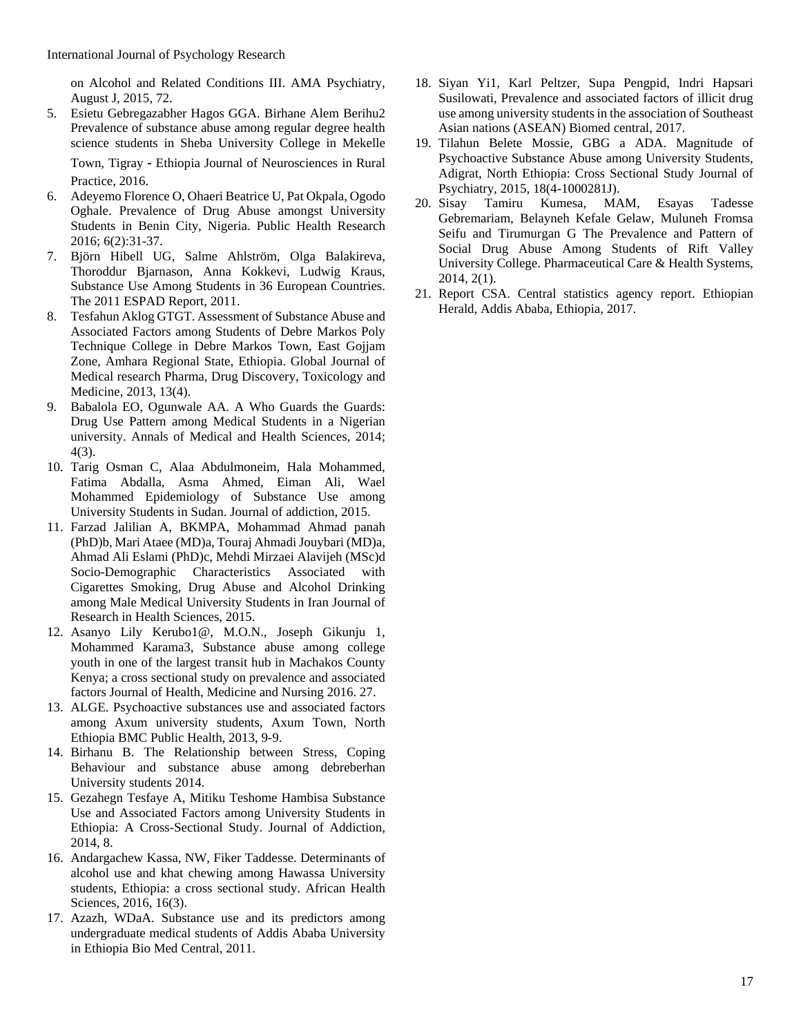on Alcohol and Related Conditions III. AMA Psychiatry, August J, 2015, 72.

5. Esietu Gebregazabher Hagos GGA. Birhane Alem Berihu2 Prevalence of substance abuse among regular degree health science students in Sheba University College in Mekelle Town, Tigray - Ethiopia Journal of Neurosciences in Rural Practice, 2016.
6. Adeyemo Florence O, Ohaeri Beatrice U, Pat Okpala, Ogodo Oghale. Prevalence of Drug Abuse amongst University Students in Benin City, Nigeria. Public Health Research 2016; 6(2):31-37.
7. Björn Hibell UG, Salme Ahlström, Olga Balakireva, Thoroddur Bjarnason, Anna Kokkevi, Ludwig Kraus, Substance Use Among Students in 36 European Countries. The 2011 ESPAD Report, 2011.
8. Tesfahun Aklog GTGT. Assessment of Substance Abuse and Associated Factors among Students of Debre Markos Poly Technique College in Debre Markos Town, East Gojjam Zone, Amhara Regional State, Ethiopia. Global Journal of Medical research Pharma, Drug Discovery, Toxicology and Medicine, 2013, 13(4).
9. Babalola EO, Ogunwale AA. A Who Guards the Guards: Drug Use Pattern among Medical Students in a Nigerian university. Annals of Medical and Health Sciences, 2014; 4(3).
10. Tarig Osman C, Alaa Abdulmoneim, Hala Mohammed, Fatima Abdalla, Asma Ahmed, Eiman Ali, Wael Mohammed Epidemiology of Substance Use among University Students in Sudan. Journal of addiction, 2015.
11. Farzad Jalilian A, BKMPA, Mohammad Ahmad panah (PhD)b, Mari Ataee (MD)a, Touraj Ahmadi Jouybari (MD)a, Ahmad Ali Eslami (PhD)c, Mehdi Mirzaei Alavijeh (MSc)d Socio-Demographic Characteristics Associated with Cigarettes Smoking, Drug Abuse and Alcohol Drinking among Male Medical University Students in Iran Journal of Research in Health Sciences, 2015.
12. Asanyo Lily Kerubo1@, M.O.N., Joseph Gikunju 1, Mohammed Karama3, Substance abuse among college youth in one of the largest transit hub in Machakos County Kenya; a cross sectional study on prevalence and associated factors Journal of Health, Medicine and Nursing 2016. 27.
13. ALGE. Psychoactive substances use and associated factors among Axum university students, Axum Town, North Ethiopia BMC Public Health, 2013, 9-9.
14. Birhanu B. The Relationship between Stress, Coping Behaviour and substance abuse among debreberhan University students 2014.
15. Gezahegn Tesfaye A, Mitiku Teshome Hambisa Substance Use and Associated Factors among University Students in Ethiopia: A Cross-Sectional Study. Journal of Addiction, 2014, 8.
16. Andargachew Kassa, NW, Fiker Taddesse. Determinants of alcohol use and khat chewing among Hawassa University students, Ethiopia: a cross sectional study. African Health Sciences, 2016, 16(3).
17. Azazh, WDaA. Substance use and its predictors among undergraduate medical students of Addis Ababa University in Ethiopia Bio Med Central, 2011.
18. Siyan Yi1, Karl Peltzer, Supa Pengpid, Indri Hapsari Susilowati, Prevalence and associated factors of illicit drug use among university students in the association of Southeast Asian nations (ASEAN) Biomed central, 2017.
19. Tilahun Belete Mossie, GBG a ADA. Magnitude of Psychoactive Substance Abuse among University Students, Adigrat, North Ethiopia: Cross Sectional Study Journal of Psychiatry, 2015, 18(4-1000281J).
20. Sisay Tamiru Kumesa, MAM, Esayas Tadesse Gebremariam, Belayneh Kefale Gelaw, Muluneh Fromsa Seifu and Tirumurgan G The Prevalence and Pattern of Social Drug Abuse Among Students of Rift Valley University College. Pharmaceutical Care & Health Systems, 2014, 2(1).
21. Report CSA. Central statistics agency report. Ethiopian Herald, Addis Ababa, Ethiopia, 2017.